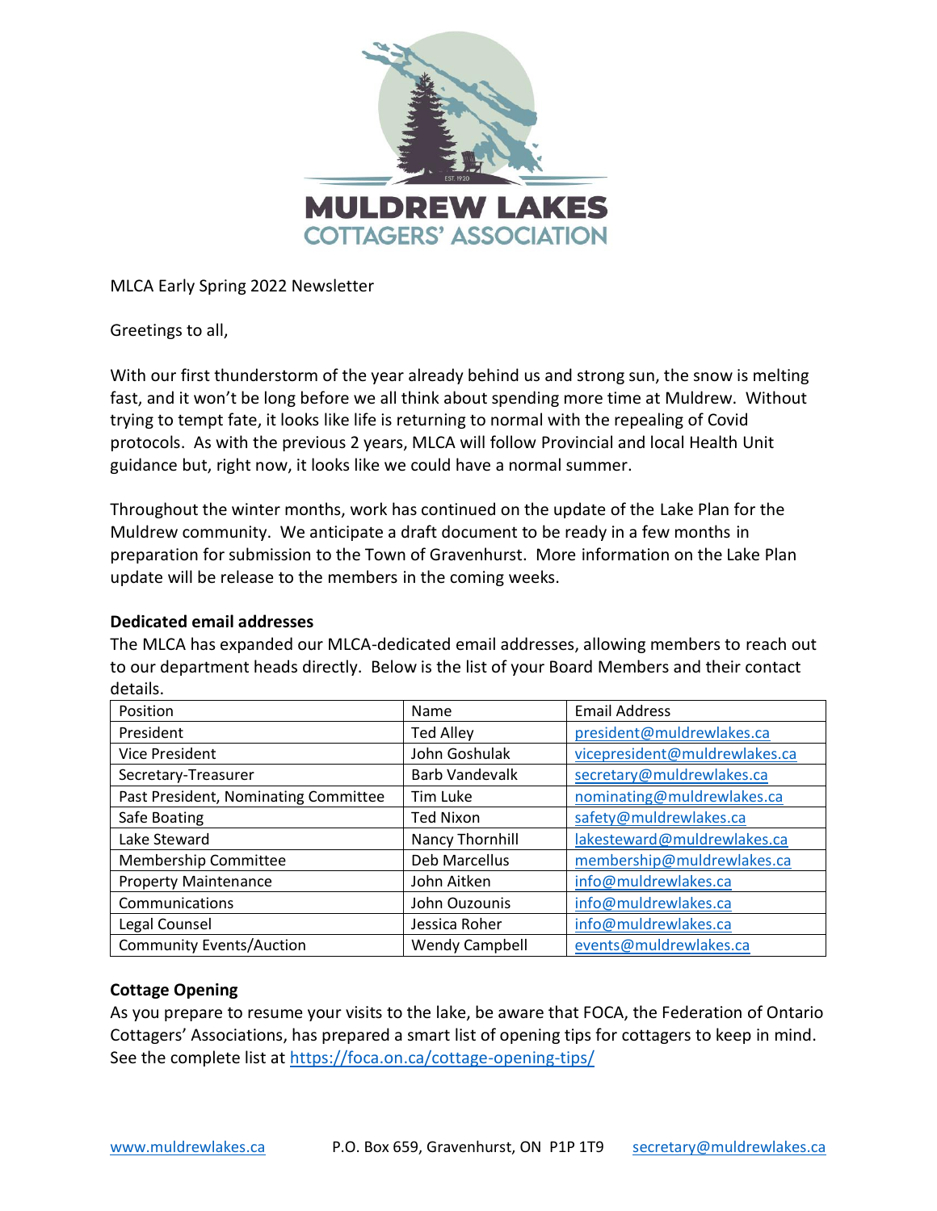MULDREW LAKES
COTTAGERS' ASSOCIATION

MLCA Early Spring 2022 Newsletter

Greetings to all,

With our first thunderstorm of the year already behind us and strong sun, the snow is melting fast, and it won't be long before we all think about spending more time at Muldrew. Without trying to tempt fate, it looks like life is returning to normal with the repealing of Covid protocols. As with the previous 2 years, MLCA will follow Provincial and local Health Unit guidance but, right now, it looks like we could have a normal summer.

Throughout the winter months, work has continued on the update of the Lake Plan for the Muldrew community. We anticipate a draft document to be ready in a few months in preparation for submission to the Town of Gravenhurst. More information on the Lake Plan update will be release to the members in the coming weeks.

**Dedicated email addresses**

The MLCA has expanded our MLCA-dedicated email addresses, allowing members to reach out to our department heads directly. Below is the list of your Board Members and their contact details.

| Position | Name | Email Address |
|---|---|---|
| President | Ted Alley | president@muldrewlakes.ca |
| Vice President | John Goshulak | vicepresident@muldrewlakes.ca |
| Secretary-Treasurer | Barb Vandevalk | secretary@muldrewlakes.ca |
| Past President, Nominating Committee | Tim Luke | nominating@muldrewlakes.ca |
| Safe Boating | Ted Nixon | safety@muldrewlakes.ca |
| Lake Steward | Nancy Thornhill | lakesteward@muldrewlakes.ca |
| Membership Committee | Deb Marcellus | membership@muldrewlakes.ca |
| Property Maintenance | John Aitken | info@muldrewlakes.ca |
| Communications | John Ouzounis | info@muldrewlakes.ca |
| Legal Counsel | Jessica Roher | info@muldrewlakes.ca |
| Community Events/Auction | Wendy Campbell | events@muldrewlakes.ca |

**Cottage Opening**

As you prepare to resume your visits to the lake, be aware that FOCA, the Federation of Ontario Cottagers' Associations, has prepared a smart list of opening tips for cottagers to keep in mind. See the complete list at https://foca.on.ca/cottage-opening-tips/

www.muldrewlakes.ca P.O. Box 659, Gravenhurst, ON P1P 1T9 secretary@muldrewlakes.ca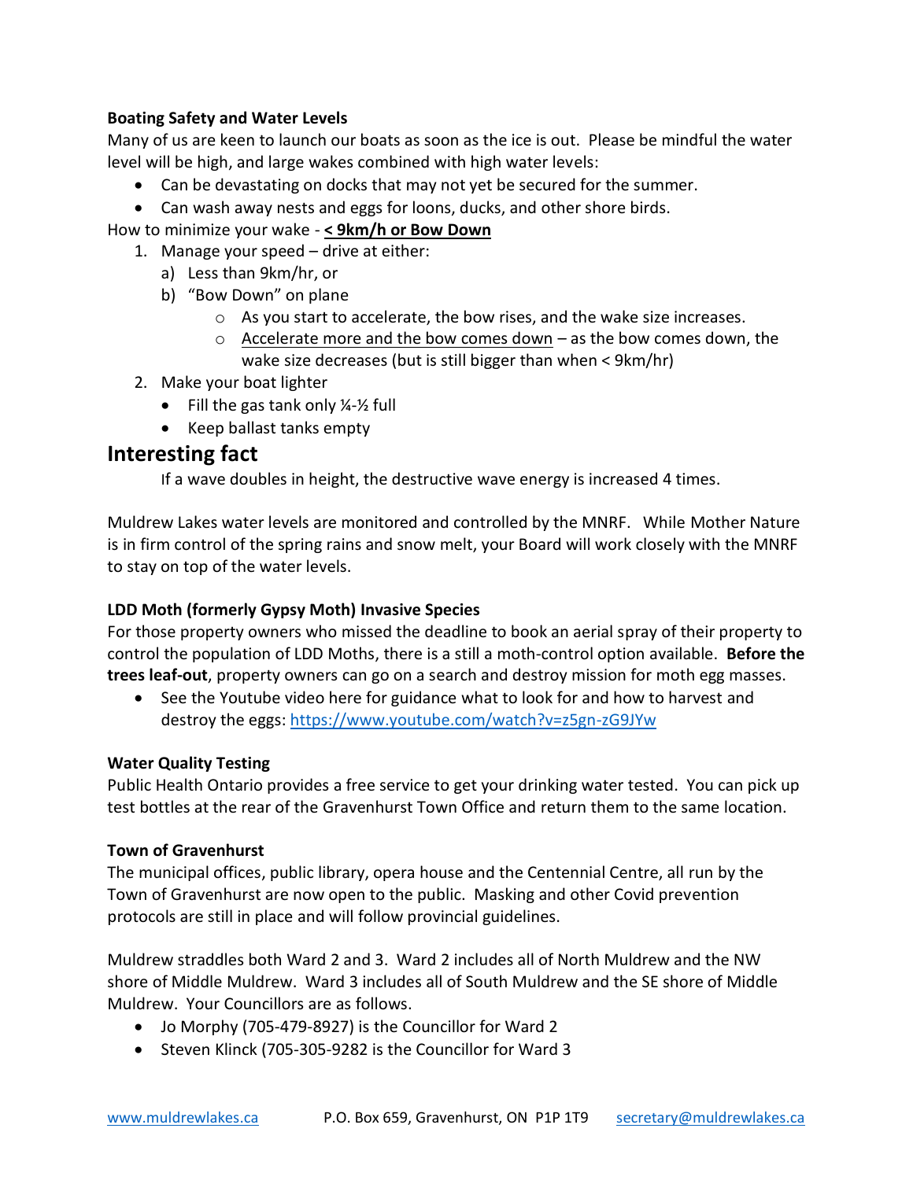**Boating Safety and Water Levels**

Many of us are keen to launch our boats as soon as the ice is out. Please be mindful the water level will be high, and large wakes combined with high water levels:

- Can be devastating on docks that may not yet be secured for the summer.
- Can wash away nests and eggs for loons, ducks, and other shore birds.

How to minimize your wake - **< 9km/h or Bow Down**

1. Manage your speed – drive at either:
   a) Less than 9km/hr, or
   b) "Bow Down" on plane
      - As you start to accelerate, the bow rises, and the wake size increases.
      - Accelerate more and the bow comes down – as the bow comes down, the wake size decreases (but is still bigger than when < 9km/hr)
2. Make your boat lighter
   - Fill the gas tank only ¼-½ full
   - Keep ballast tanks empty

## Interesting fact

If a wave doubles in height, the destructive wave energy is increased 4 times.

Muldrew Lakes water levels are monitored and controlled by the MNRF. While Mother Nature is in firm control of the spring rains and snow melt, your Board will work closely with the MNRF to stay on top of the water levels.

**LDD Moth (formerly Gypsy Moth) Invasive Species**

For those property owners who missed the deadline to book an aerial spray of their property to control the population of LDD Moths, there is a still a moth-control option available. **Before the trees leaf-out**, property owners can go on a search and destroy mission for moth egg masses.

- See the Youtube video here for guidance what to look for and how to harvest and destroy the eggs: https://www.youtube.com/watch?v=z5gn-zG9JYw

**Water Quality Testing**

Public Health Ontario provides a free service to get your drinking water tested. You can pick up test bottles at the rear of the Gravenhurst Town Office and return them to the same location.

**Town of Gravenhurst**

The municipal offices, public library, opera house and the Centennial Centre, all run by the Town of Gravenhurst are now open to the public. Masking and other Covid prevention protocols are still in place and will follow provincial guidelines.

Muldrew straddles both Ward 2 and 3. Ward 2 includes all of North Muldrew and the NW shore of Middle Muldrew. Ward 3 includes all of South Muldrew and the SE shore of Middle Muldrew. Your Councillors are as follows.

- Jo Morphy (705-479-8927) is the Councillor for Ward 2
- Steven Klinck (705-305-9282 is the Councillor for Ward 3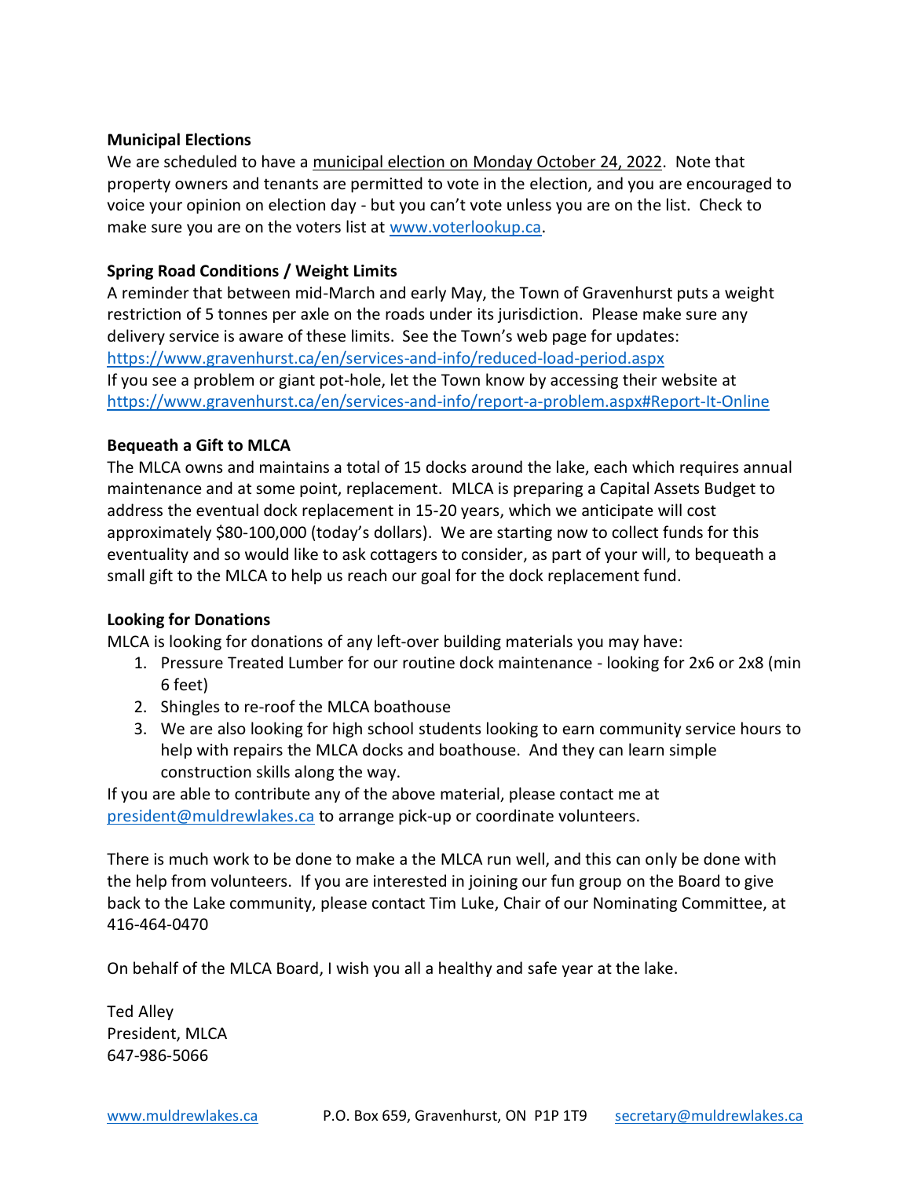**Municipal Elections**

We are scheduled to have a municipal election on Monday October 24, 2022. Note that property owners and tenants are permitted to vote in the election, and you are encouraged to voice your opinion on election day - but you can't vote unless you are on the list. Check to make sure you are on the voters list at [www.voterlookup.ca](http://www.voterlookup.ca).

**Spring Road Conditions / Weight Limits**

A reminder that between mid-March and early May, the Town of Gravenhurst puts a weight restriction of 5 tonnes per axle on the roads under its jurisdiction. Please make sure any delivery service is aware of these limits. See the Town's web page for updates: https://www.gravenhurst.ca/en/services-and-info/reduced-load-period.aspx
If you see a problem or giant pot-hole, let the Town know by accessing their website at https://www.gravenhurst.ca/en/services-and-info/report-a-problem.aspx#Report-It-Online

**Bequeath a Gift to MLCA**

The MLCA owns and maintains a total of 15 docks around the lake, each which requires annual maintenance and at some point, replacement. MLCA is preparing a Capital Assets Budget to address the eventual dock replacement in 15-20 years, which we anticipate will cost approximately $80-100,000 (today's dollars). We are starting now to collect funds for this eventuality and so would like to ask cottagers to consider, as part of your will, to bequeath a small gift to the MLCA to help us reach our goal for the dock replacement fund.

**Looking for Donations**

MLCA is looking for donations of any left-over building materials you may have:

1. Pressure Treated Lumber for our routine dock maintenance - looking for 2x6 or 2x8 (min 6 feet)
2. Shingles to re-roof the MLCA boathouse
3. We are also looking for high school students looking to earn community service hours to help with repairs the MLCA docks and boathouse. And they can learn simple construction skills along the way.

If you are able to contribute any of the above material, please contact me at president@muldrewlakes.ca to arrange pick-up or coordinate volunteers.

There is much work to be done to make a the MLCA run well, and this can only be done with the help from volunteers. If you are interested in joining our fun group on the Board to give back to the Lake community, please contact Tim Luke, Chair of our Nominating Committee, at 416-464-0470

On behalf of the MLCA Board, I wish you all a healthy and safe year at the lake.

Ted Alley
President, MLCA
647-986-5066

[www.muldrewlakes.ca](http://www.muldrewlakes.ca) P.O. Box 659, Gravenhurst, ON P1P 1T9 secretary@muldrewlakes.ca